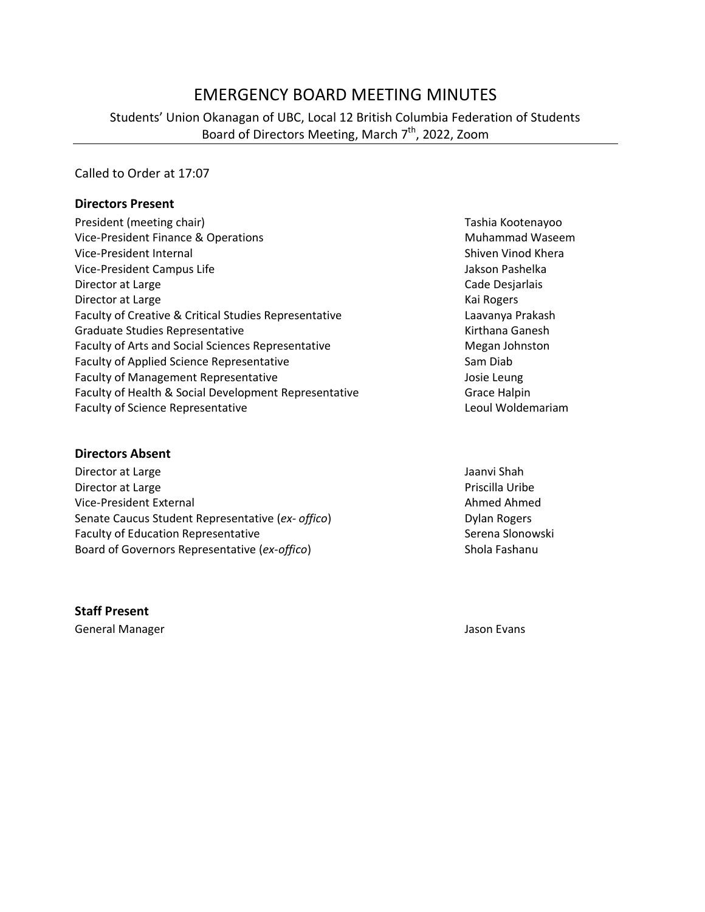# EMERGENCY BOARD MEETING MINUTES

Students' Union Okanagan of UBC, Local 12 British Columbia Federation of Students
Board of Directors Meeting, March 7th, 2022, Zoom

Called to Order at 17:07

### Directors Present

| | |
|---|---|
| President (meeting chair) | Tashia Kootenayoo |
| Vice-President Finance & Operations | Muhammad Waseem |
| Vice-President Internal | Shiven Vinod Khera |
| Vice-President Campus Life | Jakson Pashelka |
| Director at Large | Cade Desjarlais |
| Director at Large | Kai Rogers |
| Faculty of Creative & Critical Studies Representative | Laavanya Prakash |
| Graduate Studies Representative | Kirthana Ganesh |
| Faculty of Arts and Social Sciences Representative | Megan Johnston |
| Faculty of Applied Science Representative | Sam Diab |
| Faculty of Management Representative | Josie Leung |
| Faculty of Health & Social Development Representative | Grace Halpin |
| Faculty of Science Representative | Leoul Woldemariam |

### Directors Absent

| | |
|---|---|
| Director at Large | Jaanvi Shah |
| Director at Large | Priscilla Uribe |
| Vice-President External | Ahmed Ahmed |
| Senate Caucus Student Representative (*ex- offico*) | Dylan Rogers |
| Faculty of Education Representative | Serena Slonowski |
| Board of Governors Representative (*ex-offico*) | Shola Fashanu |

### Staff Present

| | |
|---|---|
| General Manager | Jason Evans |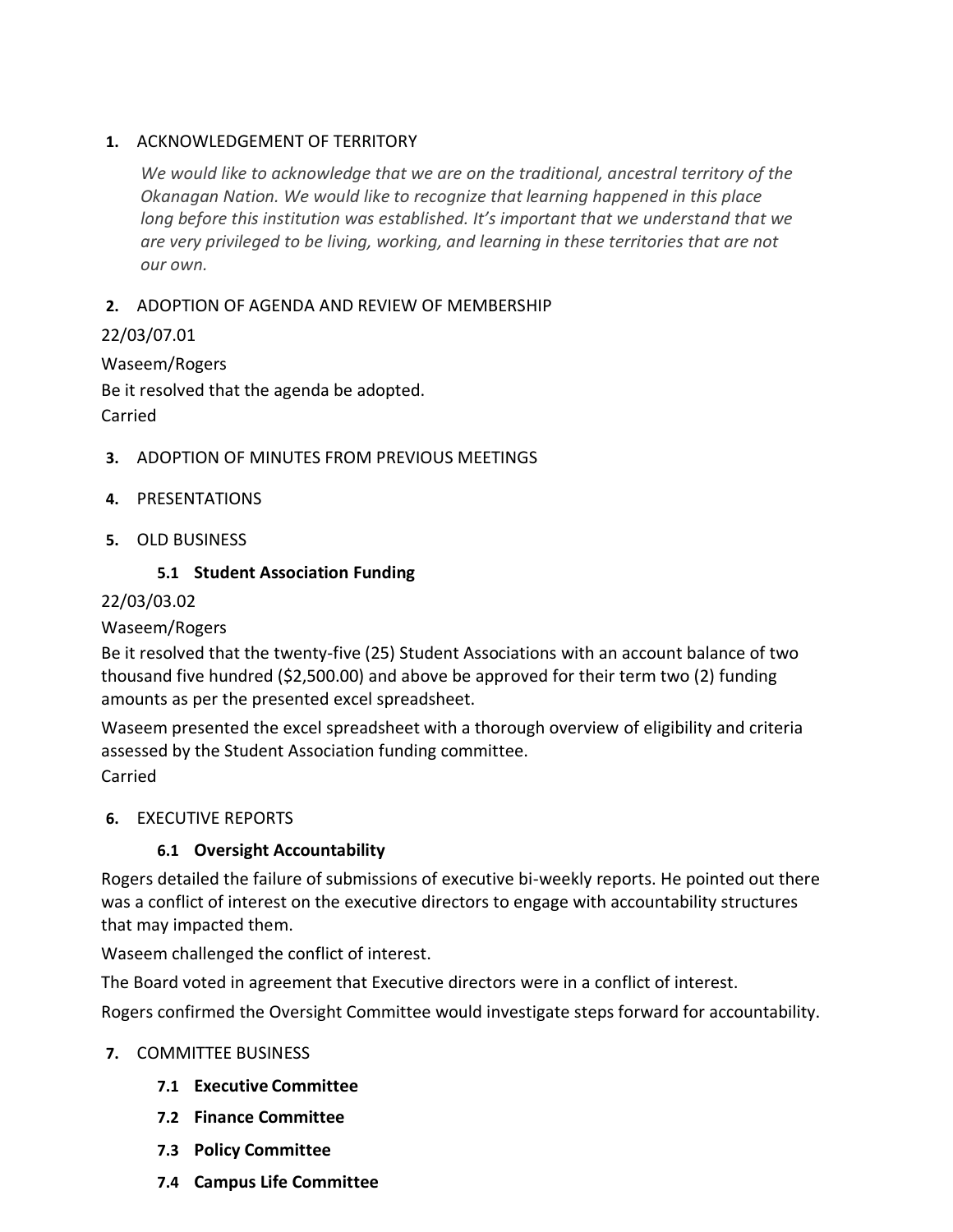1. ACKNOWLEDGEMENT OF TERRITORY

   *We would like to acknowledge that we are on the traditional, ancestral territory of the Okanagan Nation. We would like to recognize that learning happened in this place long before this institution was established. It's important that we understand that we are very privileged to be living, working, and learning in these territories that are not our own.*

2. ADOPTION OF AGENDA AND REVIEW OF MEMBERSHIP

22/03/07.01

Waseem/Rogers

Be it resolved that the agenda be adopted.

Carried

3. ADOPTION OF MINUTES FROM PREVIOUS MEETINGS

4. PRESENTATIONS

5. OLD BUSINESS

   **5.1 Student Association Funding**

22/03/03.02

Waseem/Rogers

Be it resolved that the twenty-five (25) Student Associations with an account balance of two thousand five hundred ($2,500.00) and above be approved for their term two (2) funding amounts as per the presented excel spreadsheet.

Waseem presented the excel spreadsheet with a thorough overview of eligibility and criteria assessed by the Student Association funding committee.

Carried

6. EXECUTIVE REPORTS

   **6.1 Oversight Accountability**

Rogers detailed the failure of submissions of executive bi-weekly reports. He pointed out there was a conflict of interest on the executive directors to engage with accountability structures that may impacted them.

Waseem challenged the conflict of interest.

The Board voted in agreement that Executive directors were in a conflict of interest.

Rogers confirmed the Oversight Committee would investigate steps forward for accountability.

7. COMMITTEE BUSINESS

   **7.1 Executive Committee**

   **7.2 Finance Committee**

   **7.3 Policy Committee**

   **7.4 Campus Life Committee**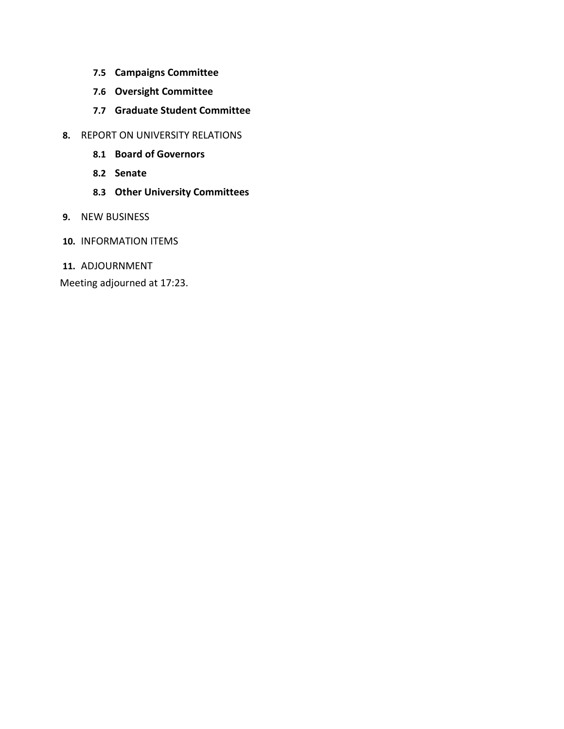**7.5 Campaigns Committee**

**7.6 Oversight Committee**

**7.7 Graduate Student Committee**

**8.** REPORT ON UNIVERSITY RELATIONS

**8.1 Board of Governors**

**8.2 Senate**

**8.3 Other University Committees**

**9.** NEW BUSINESS

**10.** INFORMATION ITEMS

**11.** ADJOURNMENT

Meeting adjourned at 17:23.